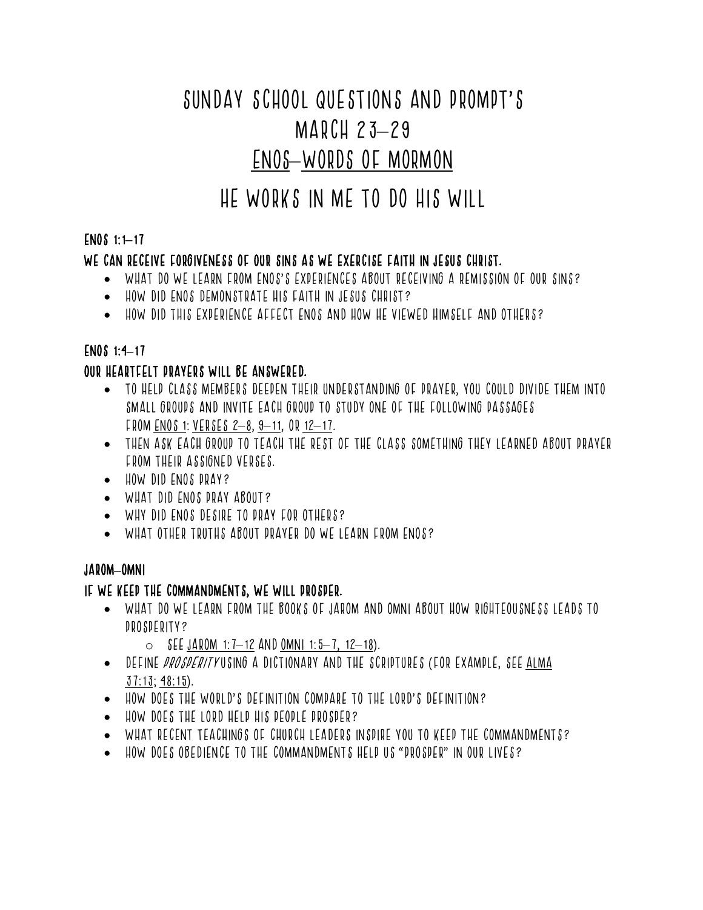# SUNDAY SCHOOL QUESTIONS AND PROMPT'S
# MARCH 23–29
# ENOS–WORDS OF MORMON
# HE WORKS IN ME TO DO HIS WILL

**ENOS 1:1–17**

**WE CAN RECEIVE FORGIVENESS OF OUR SINS AS WE EXERCISE FAITH IN JESUS CHRIST.**

- WHAT DO WE LEARN FROM ENOS'S EXPERIENCES ABOUT RECEIVING A REMISSION OF OUR SINS?
- HOW DID ENOS DEMONSTRATE HIS FAITH IN JESUS CHRIST?
- HOW DID THIS EXPERIENCE AFFECT ENOS AND HOW HE VIEWED HIMSELF AND OTHERS?

**ENOS 1:4–17**

**OUR HEARTFELT PRAYERS WILL BE ANSWERED.**

- TO HELP CLASS MEMBERS DEEPEN THEIR UNDERSTANDING OF PRAYER, YOU COULD DIVIDE THEM INTO SMALL GROUPS AND INVITE EACH GROUP TO STUDY ONE OF THE FOLLOWING PASSAGES FROM ENOS 1: VERSES 2–8, 9–11, OR 12–17.
- THEN ASK EACH GROUP TO TEACH THE REST OF THE CLASS SOMETHING THEY LEARNED ABOUT PRAYER FROM THEIR ASSIGNED VERSES.
- HOW DID ENOS PRAY?
- WHAT DID ENOS PRAY ABOUT?
- WHY DID ENOS DESIRE TO PRAY FOR OTHERS?
- WHAT OTHER TRUTHS ABOUT PRAYER DO WE LEARN FROM ENOS?

**JAROM–OMNI**

**IF WE KEEP THE COMMANDMENTS, WE WILL PROSPER.**

- WHAT DO WE LEARN FROM THE BOOKS OF JAROM AND OMNI ABOUT HOW RIGHTEOUSNESS LEADS TO PROSPERITY?
  - SEE JAROM 1:7–12 AND OMNI 1:5–7, 12–18).
- DEFINE *PROSPERITY* USING A DICTIONARY AND THE SCRIPTURES (FOR EXAMPLE, SEE ALMA 37:13; 48:15).
- HOW DOES THE WORLD'S DEFINITION COMPARE TO THE LORD'S DEFINITION?
- HOW DOES THE LORD HELP HIS PEOPLE PROSPER?
- WHAT RECENT TEACHINGS OF CHURCH LEADERS INSPIRE YOU TO KEEP THE COMMANDMENTS?
- HOW DOES OBEDIENCE TO THE COMMANDMENTS HELP US "PROSPER" IN OUR LIVES?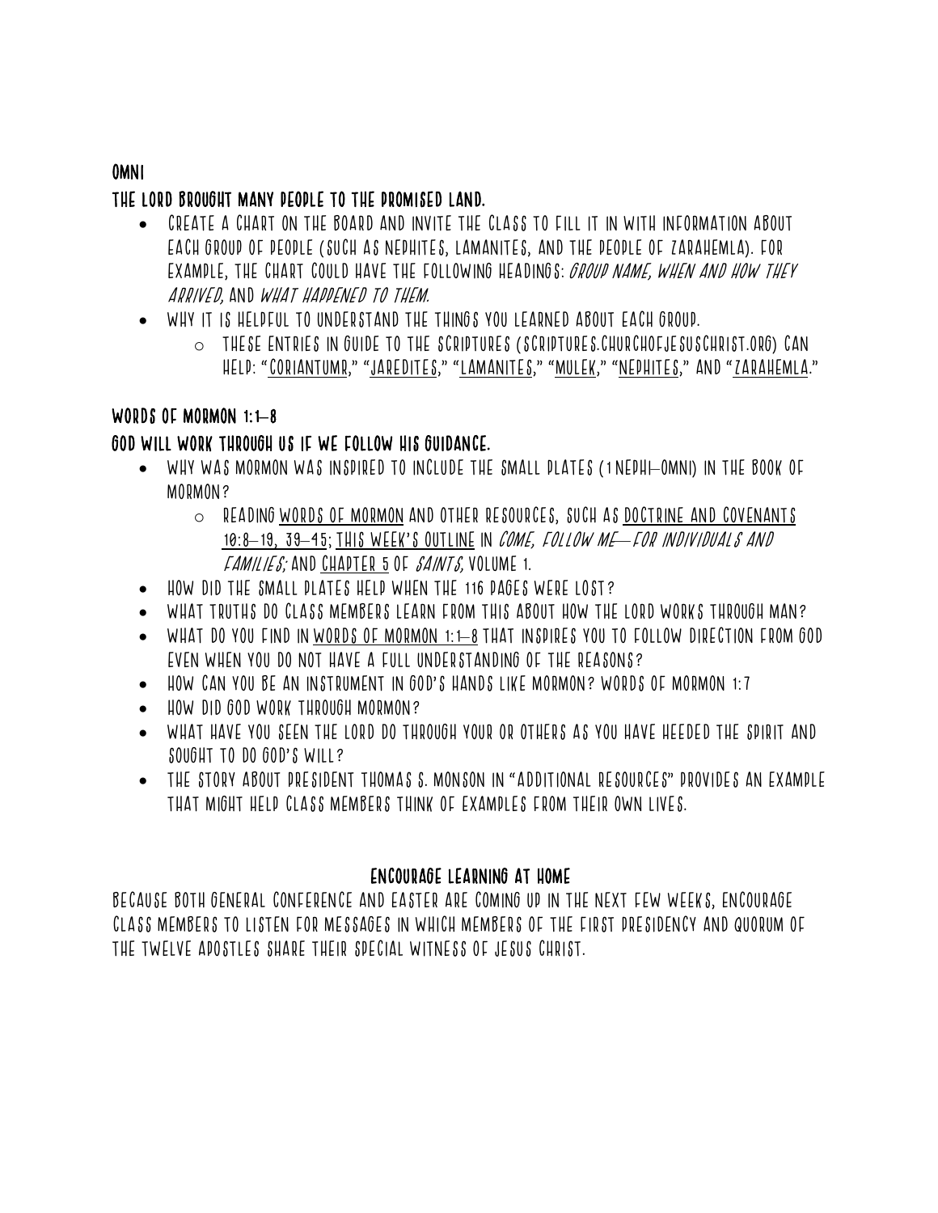## OMNI

### THE LORD BROUGHT MANY PEOPLE TO THE PROMISED LAND.

- CREATE A CHART ON THE BOARD AND INVITE THE CLASS TO FILL IT IN WITH INFORMATION ABOUT EACH GROUP OF PEOPLE (SUCH AS NEPHITES, LAMANITES, AND THE PEOPLE OF ZARAHEMLA). FOR EXAMPLE, THE CHART COULD HAVE THE FOLLOWING HEADINGS: *GROUP NAME, WHEN AND HOW THEY ARRIVED,* AND *WHAT HAPPENED TO THEM.*
- WHY IT IS HELPFUL TO UNDERSTAND THE THINGS YOU LEARNED ABOUT EACH GROUP.
  - THESE ENTRIES IN GUIDE TO THE SCRIPTURES (SCRIPTURES.CHURCHOFJESUSCHRIST.ORG) CAN HELP: "CORIANTUMR," "JAREDITES," "LAMANITES," "MULEK," "NEPHITES," AND "ZARAHEMLA."

## WORDS OF MORMON 1:1–8

### GOD WILL WORK THROUGH US IF WE FOLLOW HIS GUIDANCE.

- WHY WAS MORMON WAS INSPIRED TO INCLUDE THE SMALL PLATES (1 NEPHI–OMNI) IN THE BOOK OF MORMON?
  - READING WORDS OF MORMON AND OTHER RESOURCES, SUCH AS DOCTRINE AND COVENANTS 10:8–19, 38–45; THIS WEEK'S OUTLINE IN *COME, FOLLOW ME—FOR INDIVIDUALS AND FAMILIES;* AND CHAPTER 5 OF *SAINTS,* VOLUME 1.
- HOW DID THE SMALL PLATES HELP WHEN THE 116 PAGES WERE LOST?
- WHAT TRUTHS DO CLASS MEMBERS LEARN FROM THIS ABOUT HOW THE LORD WORKS THROUGH MAN?
- WHAT DO YOU FIND IN WORDS OF MORMON 1:1–8 THAT INSPIRES YOU TO FOLLOW DIRECTION FROM GOD EVEN WHEN YOU DO NOT HAVE A FULL UNDERSTANDING OF THE REASONS?
- HOW CAN YOU BE AN INSTRUMENT IN GOD'S HANDS LIKE MORMON? WORDS OF MORMON 1:7
- HOW DID GOD WORK THROUGH MORMON?
- WHAT HAVE YOU SEEN THE LORD DO THROUGH YOUR OR OTHERS AS YOU HAVE HEEDED THE SPIRIT AND SOUGHT TO DO GOD'S WILL?
- THE STORY ABOUT PRESIDENT THOMAS S. MONSON IN "ADDITIONAL RESOURCES" PROVIDES AN EXAMPLE THAT MIGHT HELP CLASS MEMBERS THINK OF EXAMPLES FROM THEIR OWN LIVES.

## ENCOURAGE LEARNING AT HOME

BECAUSE BOTH GENERAL CONFERENCE AND EASTER ARE COMING UP IN THE NEXT FEW WEEKS, ENCOURAGE CLASS MEMBERS TO LISTEN FOR MESSAGES IN WHICH MEMBERS OF THE FIRST PRESIDENCY AND QUORUM OF THE TWELVE APOSTLES SHARE THEIR SPECIAL WITNESS OF JESUS CHRIST.